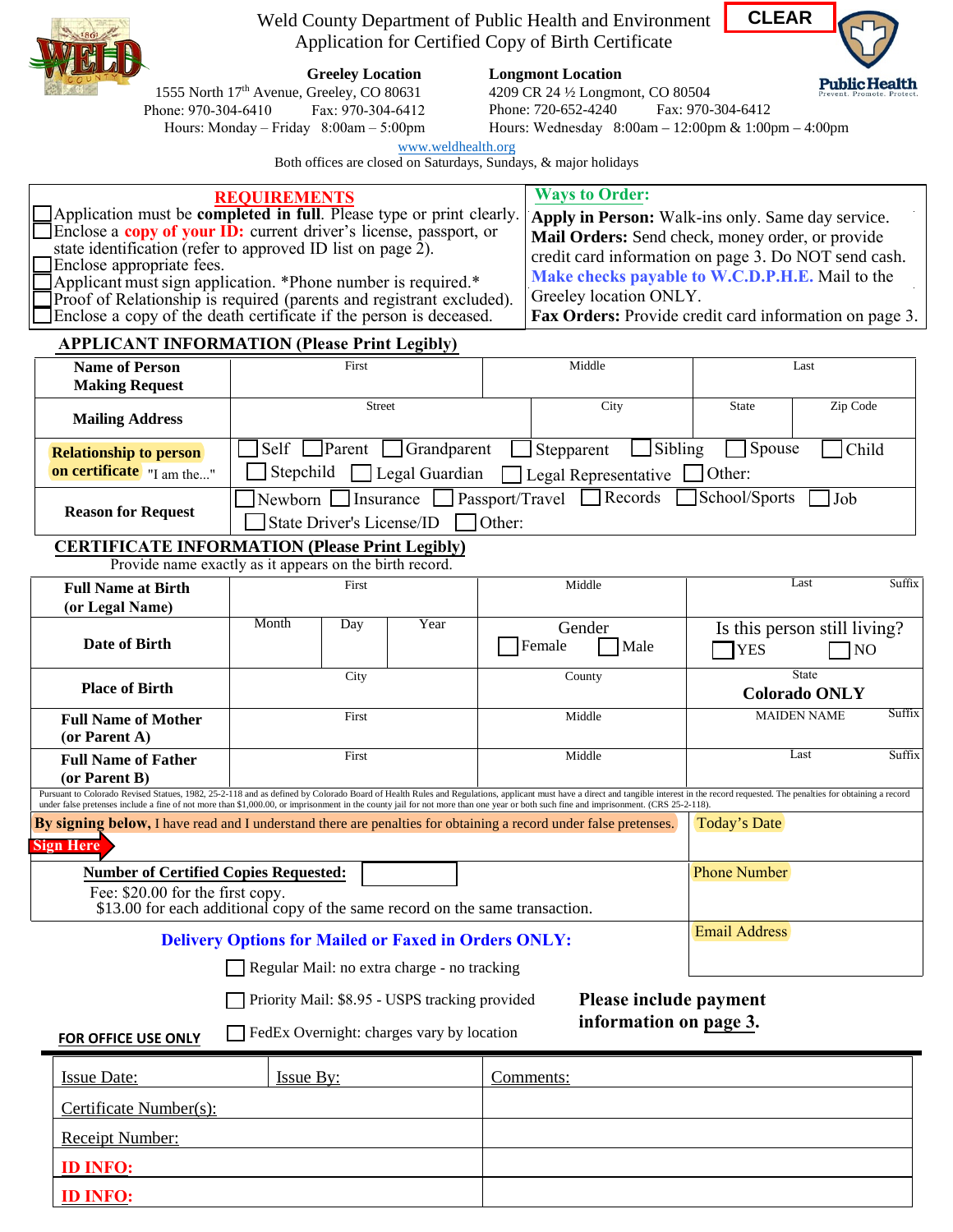CLEAR

# Weld County Department of Public Health and Environment
## Application for Certified Copy of Birth Certificate

**Greeley Location**
1555 North 17th Avenue, Greeley, CO 80631
Phone: 970-304-6410 Fax: 970-304-6412
Hours: Monday – Friday 8:00am – 5:00pm

**Longmont Location**
4209 CR 24 ½ Longmont, CO 80504
Phone: 720-652-4240 Fax: 970-304-6412
Hours: Wednesday 8:00am – 12:00pm & 1:00pm – 4:00pm

www.weldhealth.org

Both offices are closed on Saturdays, Sundays, & major holidays

Public Health — Prevent. Promote. Protect.

### REQUIREMENTS

- ☐ Application must be **completed in full**. Please type or print clearly.
- ☐ Enclose a **copy of your ID:** current driver's license, passport, or state identification (refer to approved ID list on page 2).
- ☐ Enclose appropriate fees.
- ☐ Applicant must sign application. *Phone number is required.*
- ☐ Proof of Relationship is required (parents and registrant excluded).
- ☐ Enclose a copy of the death certificate if the person is deceased.

### Ways to Order:

**Apply in Person:** Walk-ins only. Same day service.
**Mail Orders:** Send check, money order, or provide credit card information on page 3. Do NOT send cash. **Make checks payable to W.C.D.P.H.E.** Mail to the Greeley location ONLY.
**Fax Orders:** Provide credit card information on page 3.

### APPLICANT INFORMATION (Please Print Legibly)

| | | | | |
|---|---|---|---|---|
| **Name of Person Making Request** | First | Middle | Last | |
| **Mailing Address** | Street | City | State | Zip Code |
| **Relationship to person on certificate** "I am the..." | ☐ Self ☐ Parent ☐ Grandparent ☐ Stepparent ☐ Sibling ☐ Spouse ☐ Child ☐ Stepchild ☐ Legal Guardian ☐ Legal Representative ☐ Other: | | | |
| **Reason for Request** | ☐ Newborn ☐ Insurance ☐ Passport/Travel ☐ Records ☐ School/Sports ☐ Job ☐ State Driver's License/ID ☐ Other: | | | |

### CERTIFICATE INFORMATION (Please Print Legibly)

Provide name exactly as it appears on the birth record.

| | | | | | |
|---|---|---|---|---|---|
| **Full Name at Birth (or Legal Name)** | First | | | Middle | Last / Suffix |
| **Date of Birth** | Month | Day | Year | Gender ☐ Female ☐ Male | Is this person still living? ☐ YES ☐ NO |
| **Place of Birth** | City | | | County | State **Colorado ONLY** |
| **Full Name of Mother (or Parent A)** | First | | | Middle | MAIDEN NAME / Suffix |
| **Full Name of Father (or Parent B)** | First | | | Middle | Last / Suffix |

Pursuant to Colorado Revised Statues, 1982, 25-2-118 and as defined by Colorado Board of Health Rules and Regulations, applicant must have a direct and tangible interest in the record requested. The penalties for obtaining a record under false pretenses include a fine of not more than $1,000.00, or imprisonment in the county jail for not more than one year or both such fine and imprisonment. (CRS 25-2-118).

**By signing below,** I have read and I understand there are penalties for obtaining a record under false pretenses.

Sign Here

Today's Date

**Number of Certified Copies Requested:** ________

Fee: $20.00 for the first copy.
$13.00 for each additional copy of the same record on the same transaction.

Phone Number

Email Address

### Delivery Options for Mailed or Faxed in Orders ONLY:

- ☐ Regular Mail: no extra charge - no tracking
- ☐ Priority Mail: $8.95 - USPS tracking provided
- ☐ FedEx Overnight: charges vary by location

**Please include payment information on page 3.**

**FOR OFFICE USE ONLY**

| | | |
|---|---|---|
| Issue Date: | Issue By: | Comments: |
| Certificate Number(s): | | |
| Receipt Number: | | |
| **ID INFO:** | | |
| **ID INFO:** | | |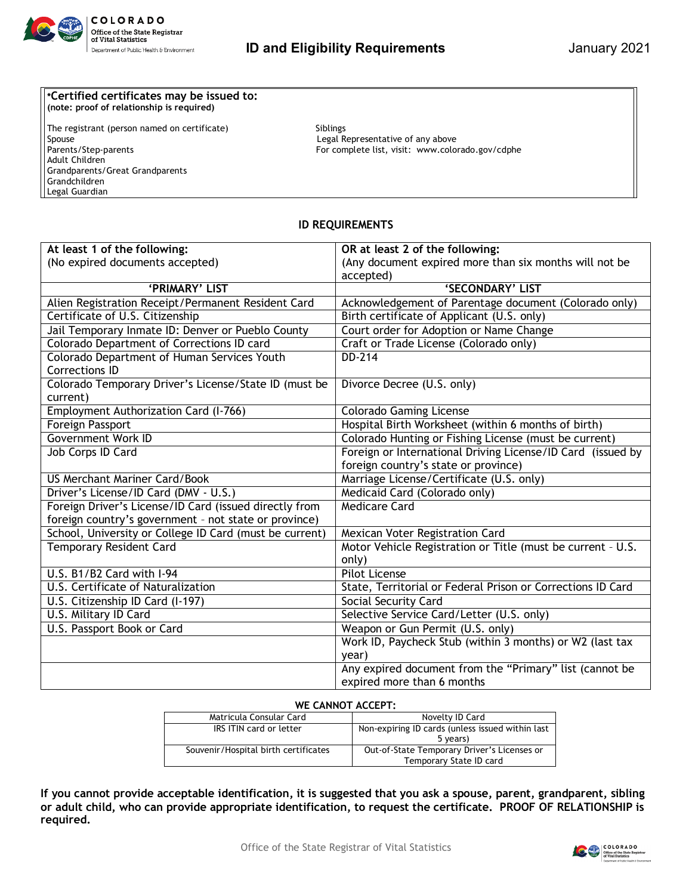# ID and Eligibility Requirements

January 2021

**\*Certified certificates may be issued to:**
**(note: proof of relationship is required)**

The registrant (person named on certificate)
Spouse
Parents/Step-parents
Adult Children
Grandparents/Great Grandparents
Grandchildren
Legal Guardian
Siblings
Legal Representative of any above
For complete list, visit: www.colorado.gov/cdphe

## ID REQUIREMENTS

| **At least 1 of the following:** (No expired documents accepted) | **OR at least 2 of the following:** (Any document expired more than six months will not be accepted) |
|---|---|
| **'PRIMARY' LIST** | **'SECONDARY' LIST** |
| Alien Registration Receipt/Permanent Resident Card | Acknowledgement of Parentage document (Colorado only) |
| Certificate of U.S. Citizenship | Birth certificate of Applicant (U.S. only) |
| Jail Temporary Inmate ID: Denver or Pueblo County | Court order for Adoption or Name Change |
| Colorado Department of Corrections ID card | Craft or Trade License (Colorado only) |
| Colorado Department of Human Services Youth Corrections ID | DD-214 |
| Colorado Temporary Driver's License/State ID (must be current) | Divorce Decree (U.S. only) |
| Employment Authorization Card (I-766) | Colorado Gaming License |
| Foreign Passport | Hospital Birth Worksheet (within 6 months of birth) |
| Government Work ID | Colorado Hunting or Fishing License (must be current) |
| Job Corps ID Card | Foreign or International Driving License/ID Card (issued by foreign country's state or province) |
| US Merchant Mariner Card/Book | Marriage License/Certificate (U.S. only) |
| Driver's License/ID Card (DMV - U.S.) | Medicaid Card (Colorado only) |
| Foreign Driver's License/ID Card (issued directly from foreign country's government - not state or province) | Medicare Card |
| School, University or College ID Card (must be current) | Mexican Voter Registration Card |
| Temporary Resident Card | Motor Vehicle Registration or Title (must be current - U.S. only) |
| U.S. B1/B2 Card with I-94 | Pilot License |
| U.S. Certificate of Naturalization | State, Territorial or Federal Prison or Corrections ID Card |
| U.S. Citizenship ID Card (I-197) | Social Security Card |
| U.S. Military ID Card | Selective Service Card/Letter (U.S. only) |
| U.S. Passport Book or Card | Weapon or Gun Permit (U.S. only) |
| | Work ID, Paycheck Stub (within 3 months) or W2 (last tax year) |
| | Any expired document from the "Primary" list (cannot be expired more than 6 months |

**WE CANNOT ACCEPT:**

| | |
|---|---|
| Matricula Consular Card | Novelty ID Card |
| IRS ITIN card or letter | Non-expiring ID cards (unless issued within last 5 years) |
| Souvenir/Hospital birth certificates | Out-of-State Temporary Driver's Licenses or Temporary State ID card |

**If you cannot provide acceptable identification, it is suggested that you ask a spouse, parent, grandparent, sibling or adult child, who can provide appropriate identification, to request the certificate. PROOF OF RELATIONSHIP is required.**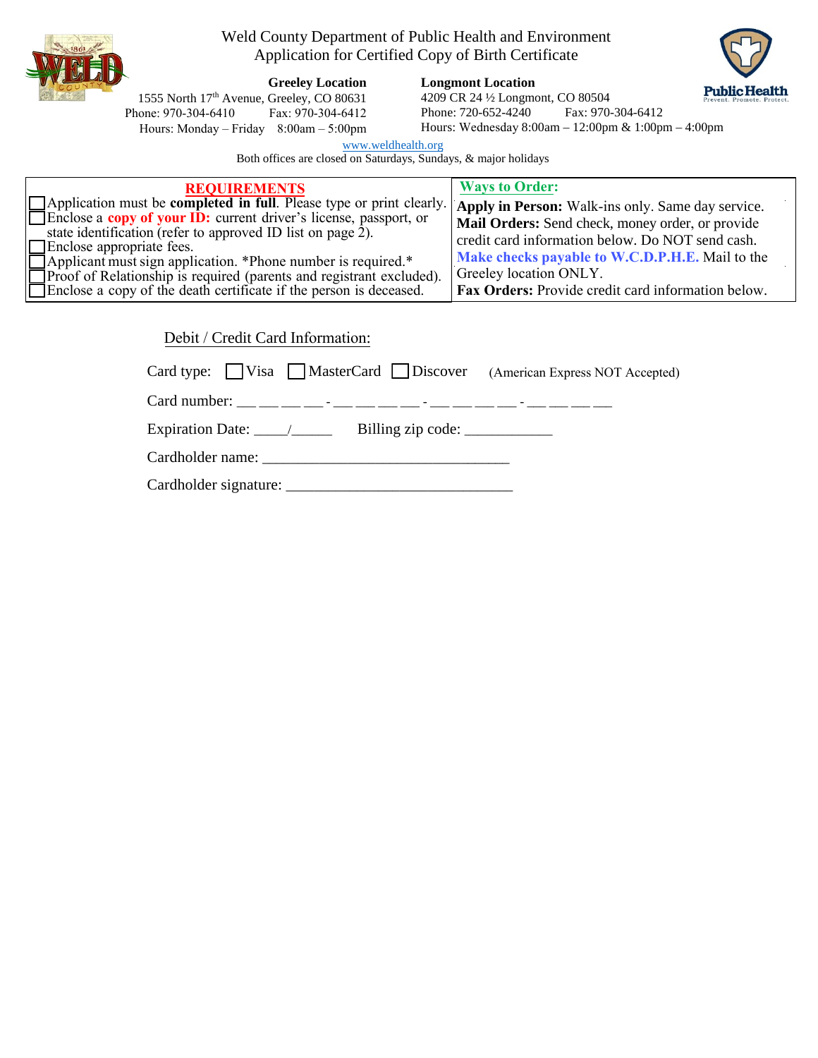# Weld County Department of Public Health and Environment
## Application for Certified Copy of Birth Certificate

**Greeley Location**
1555 North 17th Avenue, Greeley, CO 80631
Phone: 970-304-6410 Fax: 970-304-6412
Hours: Monday – Friday 8:00am – 5:00pm

**Longmont Location**
4209 CR 24 ½ Longmont, CO 80504
Phone: 720-652-4240 Fax: 970-304-6412
Hours: Wednesday 8:00am – 12:00pm & 1:00pm – 4:00pm

www.weldhealth.org
Both offices are closed on Saturdays, Sundays, & major holidays

| REQUIREMENTS | Ways to Order: |
|---|---|
| ☐ Application must be **completed in full**. Please type or print clearly.<br>☐ Enclose a **copy of your ID:** current driver's license, passport, or state identification (refer to approved ID list on page 2).<br>☐ Enclose appropriate fees.<br>☐ Applicant must sign application. *Phone number is required.*<br>☐ Proof of Relationship is required (parents and registrant excluded).<br>☐ Enclose a copy of the death certificate if the person is deceased. | **Apply in Person:** Walk-ins only. Same day service.<br>**Mail Orders:** Send check, money order, or provide credit card information below. Do NOT send cash. **Make checks payable to W.C.D.P.H.E.** Mail to the Greeley location ONLY.<br>**Fax Orders:** Provide credit card information below. |

Debit / Credit Card Information:

Card type: ☐ Visa ☐ MasterCard ☐ Discover (American Express NOT Accepted)

Card number: __ __ __ __ - __ __ __ __ - __ __ __ __ - __ __ __ __

Expiration Date: ____/_____ Billing zip code: ___________

Cardholder name: ________________________________

Cardholder signature: ____________________________